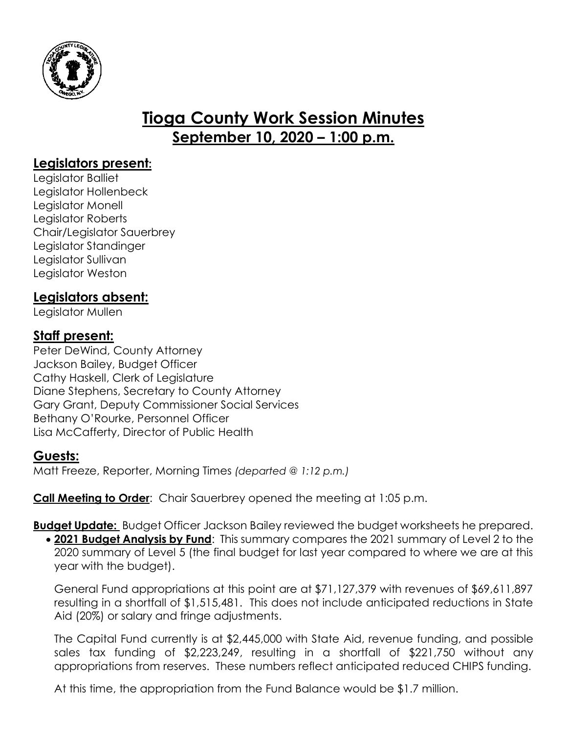# Tioga County Work Session Minutes

## September 10, 2020 – 1:00 p.m.

### Legislators present:

Legislator Balliet
Legislator Hollenbeck
Legislator Monell
Legislator Roberts
Chair/Legislator Sauerbrey
Legislator Standinger
Legislator Sullivan
Legislator Weston

### Legislators absent:

Legislator Mullen

### Staff present:

Peter DeWind, County Attorney
Jackson Bailey, Budget Officer
Cathy Haskell, Clerk of Legislature
Diane Stephens, Secretary to County Attorney
Gary Grant, Deputy Commissioner Social Services
Bethany O'Rourke, Personnel Officer
Lisa McCafferty, Director of Public Health

### Guests:

Matt Freeze, Reporter, Morning Times *(departed @ 1:12 p.m.)*

**Call Meeting to Order**: Chair Sauerbrey opened the meeting at 1:05 p.m.

**Budget Update:** Budget Officer Jackson Bailey reviewed the budget worksheets he prepared.

- **2021 Budget Analysis by Fund**: This summary compares the 2021 summary of Level 2 to the 2020 summary of Level 5 (the final budget for last year compared to where we are at this year with the budget).

  General Fund appropriations at this point are at $71,127,379 with revenues of $69,611,897 resulting in a shortfall of $1,515,481. This does not include anticipated reductions in State Aid (20%) or salary and fringe adjustments.

  The Capital Fund currently is at $2,445,000 with State Aid, revenue funding, and possible sales tax funding of $2,223,249, resulting in a shortfall of $221,750 without any appropriations from reserves. These numbers reflect anticipated reduced CHIPS funding.

  At this time, the appropriation from the Fund Balance would be $1.7 million.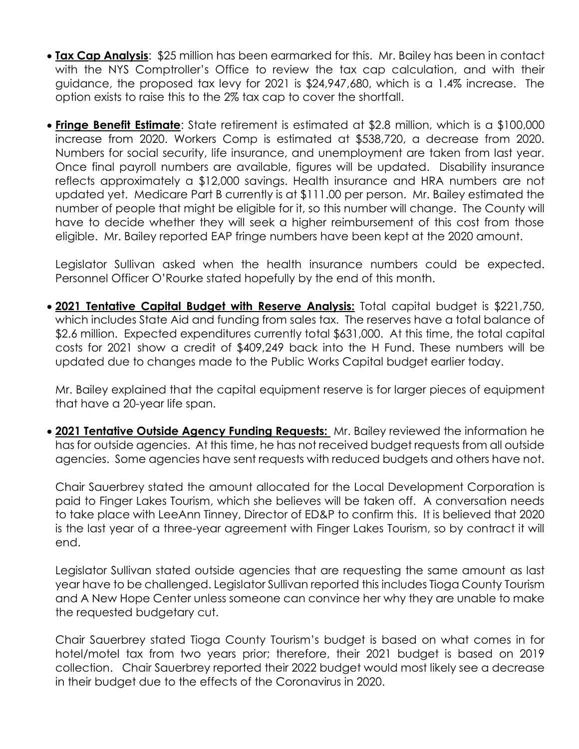- **Tax Cap Analysis**: $25 million has been earmarked for this. Mr. Bailey has been in contact with the NYS Comptroller's Office to review the tax cap calculation, and with their guidance, the proposed tax levy for 2021 is $24,947,680, which is a 1.4% increase. The option exists to raise this to the 2% tax cap to cover the shortfall.

- **Fringe Benefit Estimate**: State retirement is estimated at $2.8 million, which is a $100,000 increase from 2020. Workers Comp is estimated at $538,720, a decrease from 2020. Numbers for social security, life insurance, and unemployment are taken from last year. Once final payroll numbers are available, figures will be updated. Disability insurance reflects approximately a $12,000 savings. Health insurance and HRA numbers are not updated yet. Medicare Part B currently is at $111.00 per person. Mr. Bailey estimated the number of people that might be eligible for it, so this number will change. The County will have to decide whether they will seek a higher reimbursement of this cost from those eligible. Mr. Bailey reported EAP fringe numbers have been kept at the 2020 amount.

  Legislator Sullivan asked when the health insurance numbers could be expected. Personnel Officer O'Rourke stated hopefully by the end of this month.

- **2021 Tentative Capital Budget with Reserve Analysis:** Total capital budget is $221,750, which includes State Aid and funding from sales tax. The reserves have a total balance of $2.6 million. Expected expenditures currently total $631,000. At this time, the total capital costs for 2021 show a credit of $409,249 back into the H Fund. These numbers will be updated due to changes made to the Public Works Capital budget earlier today.

  Mr. Bailey explained that the capital equipment reserve is for larger pieces of equipment that have a 20-year life span.

- **2021 Tentative Outside Agency Funding Requests:** Mr. Bailey reviewed the information he has for outside agencies. At this time, he has not received budget requests from all outside agencies. Some agencies have sent requests with reduced budgets and others have not.

  Chair Sauerbrey stated the amount allocated for the Local Development Corporation is paid to Finger Lakes Tourism, which she believes will be taken off. A conversation needs to take place with LeeAnn Tinney, Director of ED&P to confirm this. It is believed that 2020 is the last year of a three-year agreement with Finger Lakes Tourism, so by contract it will end.

  Legislator Sullivan stated outside agencies that are requesting the same amount as last year have to be challenged. Legislator Sullivan reported this includes Tioga County Tourism and A New Hope Center unless someone can convince her why they are unable to make the requested budgetary cut.

  Chair Sauerbrey stated Tioga County Tourism's budget is based on what comes in for hotel/motel tax from two years prior; therefore, their 2021 budget is based on 2019 collection. Chair Sauerbrey reported their 2022 budget would most likely see a decrease in their budget due to the effects of the Coronavirus in 2020.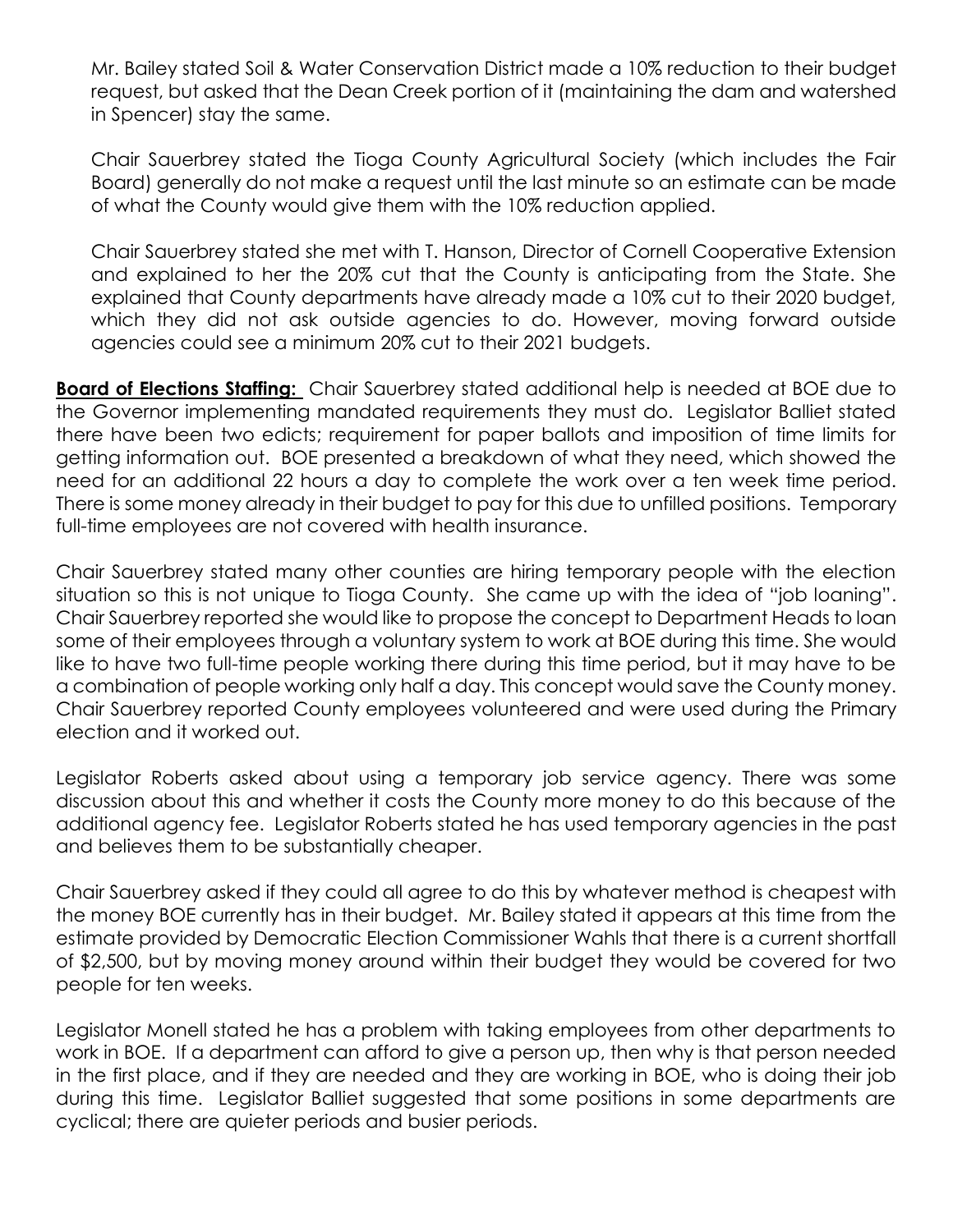Mr. Bailey stated Soil & Water Conservation District made a 10% reduction to their budget request, but asked that the Dean Creek portion of it (maintaining the dam and watershed in Spencer) stay the same.

Chair Sauerbrey stated the Tioga County Agricultural Society (which includes the Fair Board) generally do not make a request until the last minute so an estimate can be made of what the County would give them with the 10% reduction applied.

Chair Sauerbrey stated she met with T. Hanson, Director of Cornell Cooperative Extension and explained to her the 20% cut that the County is anticipating from the State. She explained that County departments have already made a 10% cut to their 2020 budget, which they did not ask outside agencies to do. However, moving forward outside agencies could see a minimum 20% cut to their 2021 budgets.

**Board of Elections Staffing:** Chair Sauerbrey stated additional help is needed at BOE due to the Governor implementing mandated requirements they must do. Legislator Balliet stated there have been two edicts; requirement for paper ballots and imposition of time limits for getting information out. BOE presented a breakdown of what they need, which showed the need for an additional 22 hours a day to complete the work over a ten week time period. There is some money already in their budget to pay for this due to unfilled positions. Temporary full-time employees are not covered with health insurance.

Chair Sauerbrey stated many other counties are hiring temporary people with the election situation so this is not unique to Tioga County. She came up with the idea of "job loaning". Chair Sauerbrey reported she would like to propose the concept to Department Heads to loan some of their employees through a voluntary system to work at BOE during this time. She would like to have two full-time people working there during this time period, but it may have to be a combination of people working only half a day. This concept would save the County money. Chair Sauerbrey reported County employees volunteered and were used during the Primary election and it worked out.

Legislator Roberts asked about using a temporary job service agency. There was some discussion about this and whether it costs the County more money to do this because of the additional agency fee. Legislator Roberts stated he has used temporary agencies in the past and believes them to be substantially cheaper.

Chair Sauerbrey asked if they could all agree to do this by whatever method is cheapest with the money BOE currently has in their budget. Mr. Bailey stated it appears at this time from the estimate provided by Democratic Election Commissioner Wahls that there is a current shortfall of $2,500, but by moving money around within their budget they would be covered for two people for ten weeks.

Legislator Monell stated he has a problem with taking employees from other departments to work in BOE. If a department can afford to give a person up, then why is that person needed in the first place, and if they are needed and they are working in BOE, who is doing their job during this time. Legislator Balliet suggested that some positions in some departments are cyclical; there are quieter periods and busier periods.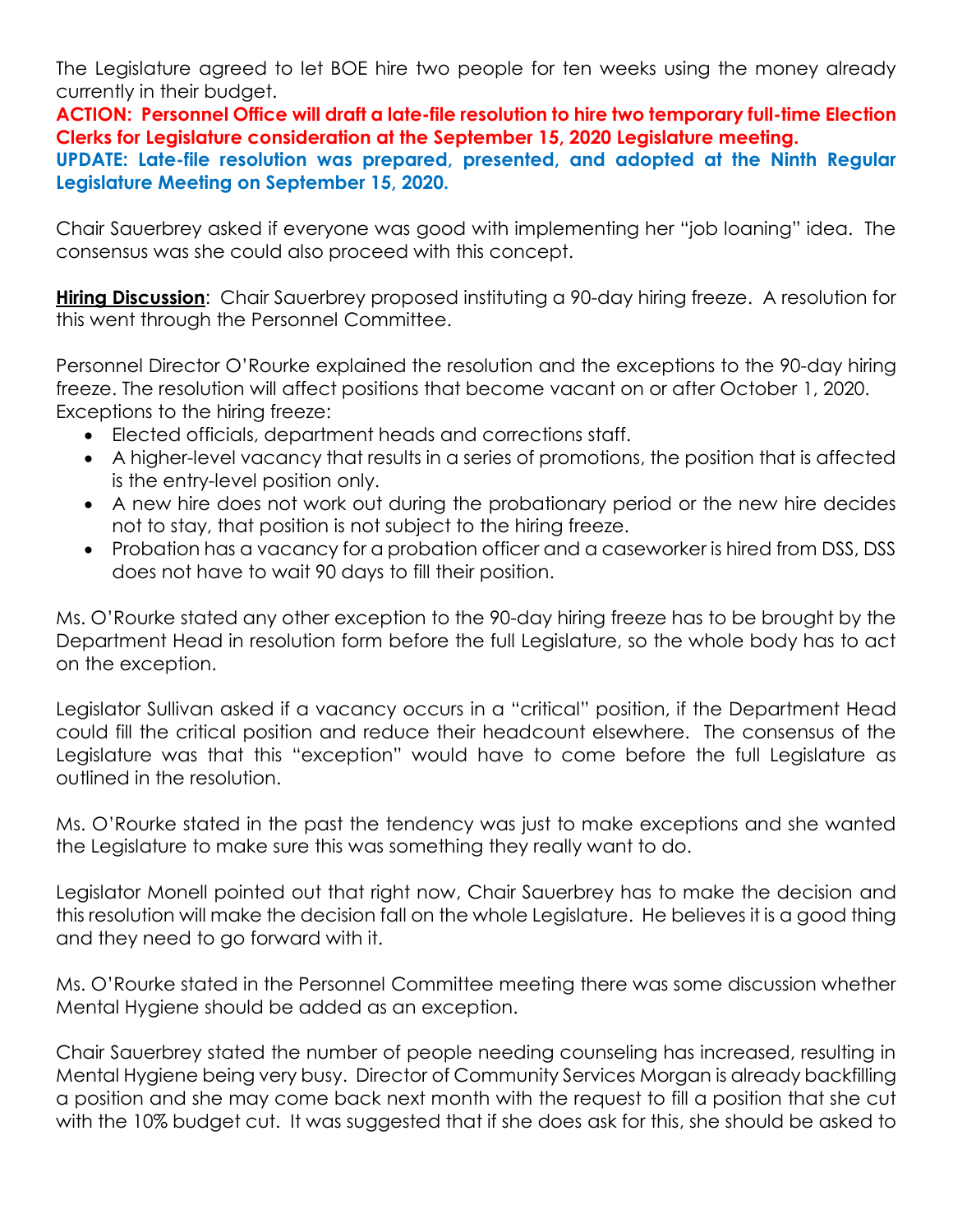The Legislature agreed to let BOE hire two people for ten weeks using the money already currently in their budget.

**ACTION: Personnel Office will draft a late-file resolution to hire two temporary full-time Election Clerks for Legislature consideration at the September 15, 2020 Legislature meeting.**

**UPDATE: Late-file resolution was prepared, presented, and adopted at the Ninth Regular Legislature Meeting on September 15, 2020.**

Chair Sauerbrey asked if everyone was good with implementing her "job loaning" idea. The consensus was she could also proceed with this concept.

**Hiring Discussion**: Chair Sauerbrey proposed instituting a 90-day hiring freeze. A resolution for this went through the Personnel Committee.

Personnel Director O'Rourke explained the resolution and the exceptions to the 90-day hiring freeze. The resolution will affect positions that become vacant on or after October 1, 2020. Exceptions to the hiring freeze:

- Elected officials, department heads and corrections staff.
- A higher-level vacancy that results in a series of promotions, the position that is affected is the entry-level position only.
- A new hire does not work out during the probationary period or the new hire decides not to stay, that position is not subject to the hiring freeze.
- Probation has a vacancy for a probation officer and a caseworker is hired from DSS, DSS does not have to wait 90 days to fill their position.

Ms. O'Rourke stated any other exception to the 90-day hiring freeze has to be brought by the Department Head in resolution form before the full Legislature, so the whole body has to act on the exception.

Legislator Sullivan asked if a vacancy occurs in a "critical" position, if the Department Head could fill the critical position and reduce their headcount elsewhere. The consensus of the Legislature was that this "exception" would have to come before the full Legislature as outlined in the resolution.

Ms. O'Rourke stated in the past the tendency was just to make exceptions and she wanted the Legislature to make sure this was something they really want to do.

Legislator Monell pointed out that right now, Chair Sauerbrey has to make the decision and this resolution will make the decision fall on the whole Legislature. He believes it is a good thing and they need to go forward with it.

Ms. O'Rourke stated in the Personnel Committee meeting there was some discussion whether Mental Hygiene should be added as an exception.

Chair Sauerbrey stated the number of people needing counseling has increased, resulting in Mental Hygiene being very busy. Director of Community Services Morgan is already backfilling a position and she may come back next month with the request to fill a position that she cut with the 10% budget cut. It was suggested that if she does ask for this, she should be asked to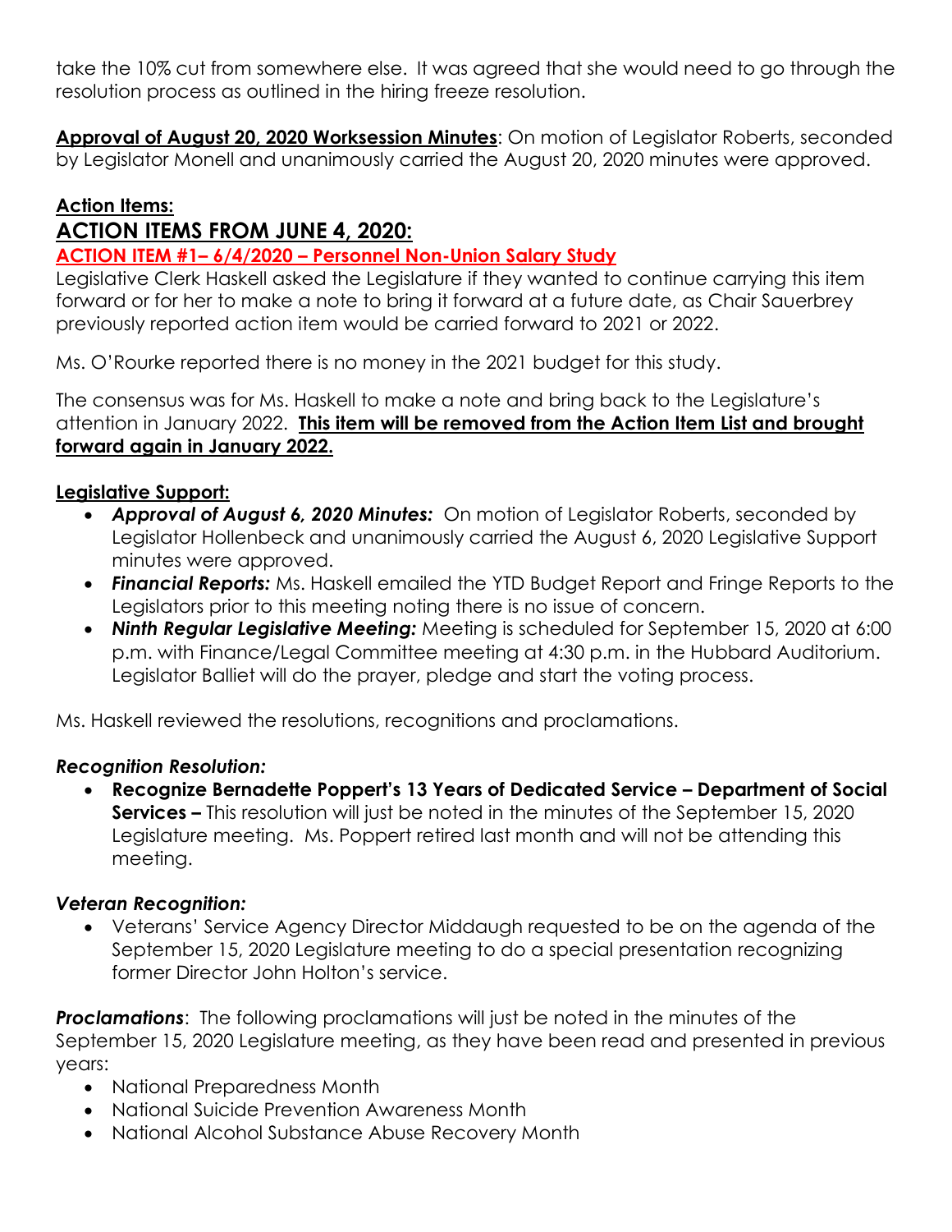take the 10% cut from somewhere else. It was agreed that she would need to go through the resolution process as outlined in the hiring freeze resolution.

**Approval of August 20, 2020 Worksession Minutes**: On motion of Legislator Roberts, seconded by Legislator Monell and unanimously carried the August 20, 2020 minutes were approved.

**Action Items:**

## ACTION ITEMS FROM JUNE 4, 2020:

**ACTION ITEM #1– 6/4/2020 – Personnel Non-Union Salary Study**

Legislative Clerk Haskell asked the Legislature if they wanted to continue carrying this item forward or for her to make a note to bring it forward at a future date, as Chair Sauerbrey previously reported action item would be carried forward to 2021 or 2022.

Ms. O'Rourke reported there is no money in the 2021 budget for this study.

The consensus was for Ms. Haskell to make a note and bring back to the Legislature's attention in January 2022. **This item will be removed from the Action Item List and brought forward again in January 2022.**

**Legislative Support:**

- ***Approval of August 6, 2020 Minutes:*** On motion of Legislator Roberts, seconded by Legislator Hollenbeck and unanimously carried the August 6, 2020 Legislative Support minutes were approved.
- ***Financial Reports:*** Ms. Haskell emailed the YTD Budget Report and Fringe Reports to the Legislators prior to this meeting noting there is no issue of concern.
- ***Ninth Regular Legislative Meeting:*** Meeting is scheduled for September 15, 2020 at 6:00 p.m. with Finance/Legal Committee meeting at 4:30 p.m. in the Hubbard Auditorium. Legislator Balliet will do the prayer, pledge and start the voting process.

Ms. Haskell reviewed the resolutions, recognitions and proclamations.

***Recognition Resolution:***

- **Recognize Bernadette Poppert's 13 Years of Dedicated Service – Department of Social Services –** This resolution will just be noted in the minutes of the September 15, 2020 Legislature meeting. Ms. Poppert retired last month and will not be attending this meeting.

***Veteran Recognition:***

- Veterans' Service Agency Director Middaugh requested to be on the agenda of the September 15, 2020 Legislature meeting to do a special presentation recognizing former Director John Holton's service.

***Proclamations***: The following proclamations will just be noted in the minutes of the September 15, 2020 Legislature meeting, as they have been read and presented in previous years:

- National Preparedness Month
- National Suicide Prevention Awareness Month
- National Alcohol Substance Abuse Recovery Month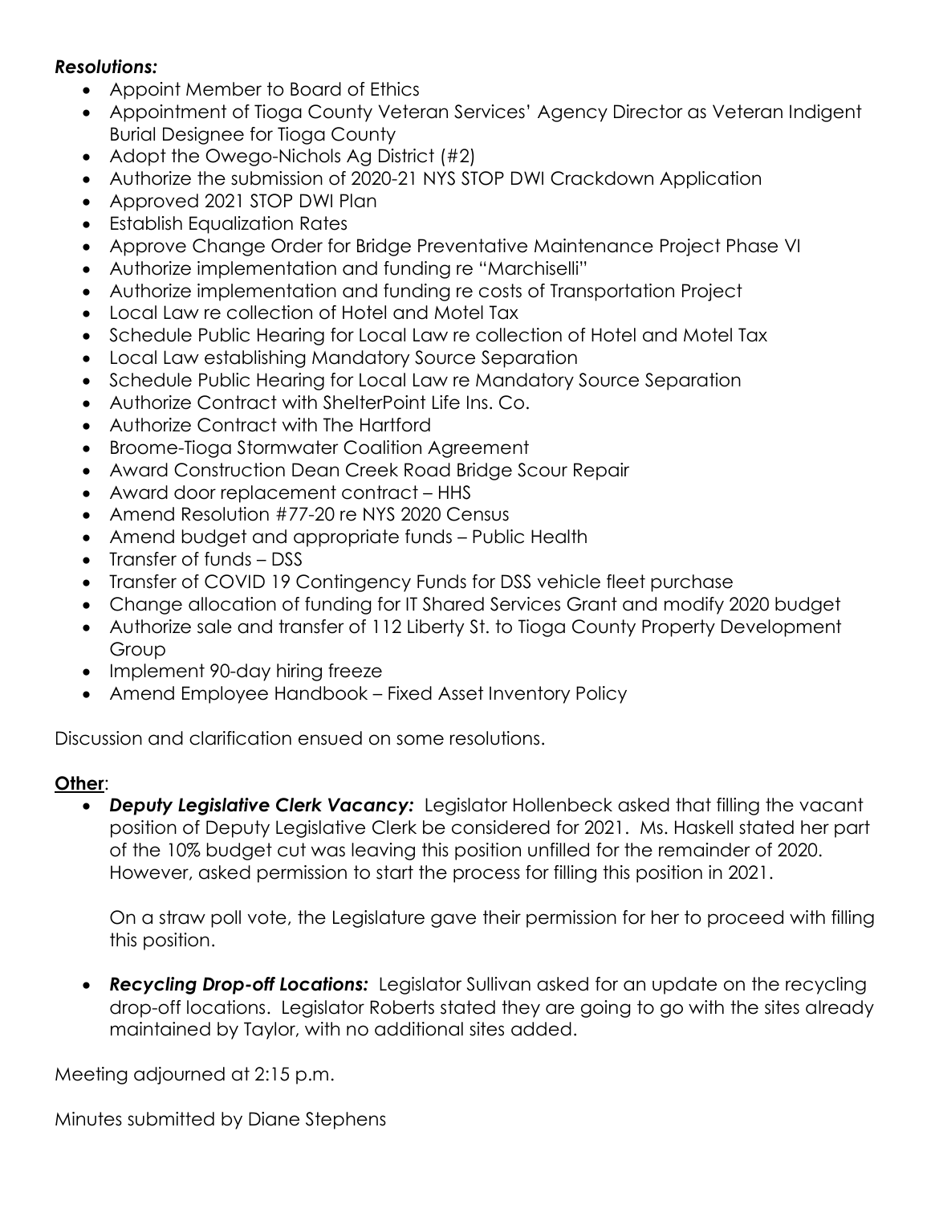***Resolutions:***

- Appoint Member to Board of Ethics
- Appointment of Tioga County Veteran Services' Agency Director as Veteran Indigent Burial Designee for Tioga County
- Adopt the Owego-Nichols Ag District (#2)
- Authorize the submission of 2020-21 NYS STOP DWI Crackdown Application
- Approved 2021 STOP DWI Plan
- Establish Equalization Rates
- Approve Change Order for Bridge Preventative Maintenance Project Phase VI
- Authorize implementation and funding re "Marchiselli"
- Authorize implementation and funding re costs of Transportation Project
- Local Law re collection of Hotel and Motel Tax
- Schedule Public Hearing for Local Law re collection of Hotel and Motel Tax
- Local Law establishing Mandatory Source Separation
- Schedule Public Hearing for Local Law re Mandatory Source Separation
- Authorize Contract with ShelterPoint Life Ins. Co.
- Authorize Contract with The Hartford
- Broome-Tioga Stormwater Coalition Agreement
- Award Construction Dean Creek Road Bridge Scour Repair
- Award door replacement contract – HHS
- Amend Resolution #77-20 re NYS 2020 Census
- Amend budget and appropriate funds – Public Health
- Transfer of funds – DSS
- Transfer of COVID 19 Contingency Funds for DSS vehicle fleet purchase
- Change allocation of funding for IT Shared Services Grant and modify 2020 budget
- Authorize sale and transfer of 112 Liberty St. to Tioga County Property Development Group
- Implement 90-day hiring freeze
- Amend Employee Handbook – Fixed Asset Inventory Policy

Discussion and clarification ensued on some resolutions.

**Other**:

- ***Deputy Legislative Clerk Vacancy:*** Legislator Hollenbeck asked that filling the vacant position of Deputy Legislative Clerk be considered for 2021. Ms. Haskell stated her part of the 10% budget cut was leaving this position unfilled for the remainder of 2020. However, asked permission to start the process for filling this position in 2021.

  On a straw poll vote, the Legislature gave their permission for her to proceed with filling this position.

- ***Recycling Drop-off Locations:*** Legislator Sullivan asked for an update on the recycling drop-off locations. Legislator Roberts stated they are going to go with the sites already maintained by Taylor, with no additional sites added.

Meeting adjourned at 2:15 p.m.

Minutes submitted by Diane Stephens